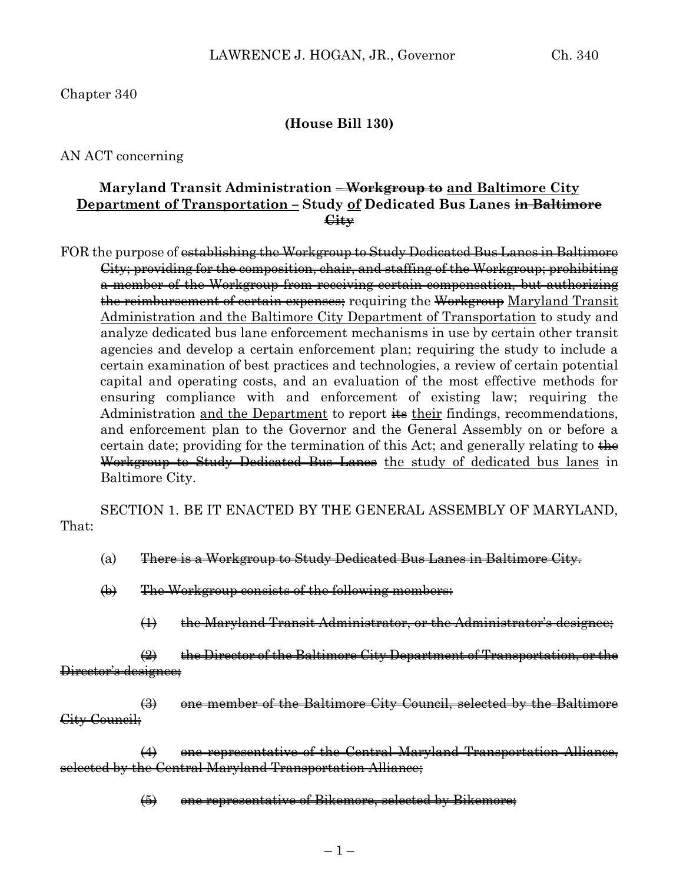Chapter 340

**(House Bill 130)**

AN ACT concerning

## **Maryland Transit Administration ~~– Workgroup to~~ <u>and Baltimore City Department of Transportation –</u> Study <u>of</u> Dedicated Bus Lanes ~~in Baltimore City~~**

FOR the purpose of ~~establishing the Workgroup to Study Dedicated Bus Lanes in Baltimore City; providing for the composition, chair, and staffing of the Workgroup; prohibiting a member of the Workgroup from receiving certain compensation, but authorizing the reimbursement of certain expenses;~~ requiring the ~~Workgroup~~ <u>Maryland Transit Administration and the Baltimore City Department of Transportation</u> to study and analyze dedicated bus lane enforcement mechanisms in use by certain other transit agencies and develop a certain enforcement plan; requiring the study to include a certain examination of best practices and technologies, a review of certain potential capital and operating costs, and an evaluation of the most effective methods for ensuring compliance with and enforcement of existing law; requiring the Administration <u>and the Department</u> to report ~~its~~ <u>their</u> findings, recommendations, and enforcement plan to the Governor and the General Assembly on or before a certain date; providing for the termination of this Act; and generally relating to ~~the Workgroup to Study Dedicated Bus Lanes~~ <u>the study of dedicated bus lanes</u> in Baltimore City.

SECTION 1. BE IT ENACTED BY THE GENERAL ASSEMBLY OF MARYLAND, That:

(a) ~~There is a Workgroup to Study Dedicated Bus Lanes in Baltimore City.~~

~~(b) The Workgroup consists of the following members:~~

~~(1) the Maryland Transit Administrator, or the Administrator's designee;~~

~~(2) the Director of the Baltimore City Department of Transportation, or the Director's designee;~~

~~(3) one member of the Baltimore City Council, selected by the Baltimore City Council;~~

~~(4) one representative of the Central Maryland Transportation Alliance, selected by the Central Maryland Transportation Alliance;~~

~~(5) one representative of Bikemore, selected by Bikemore;~~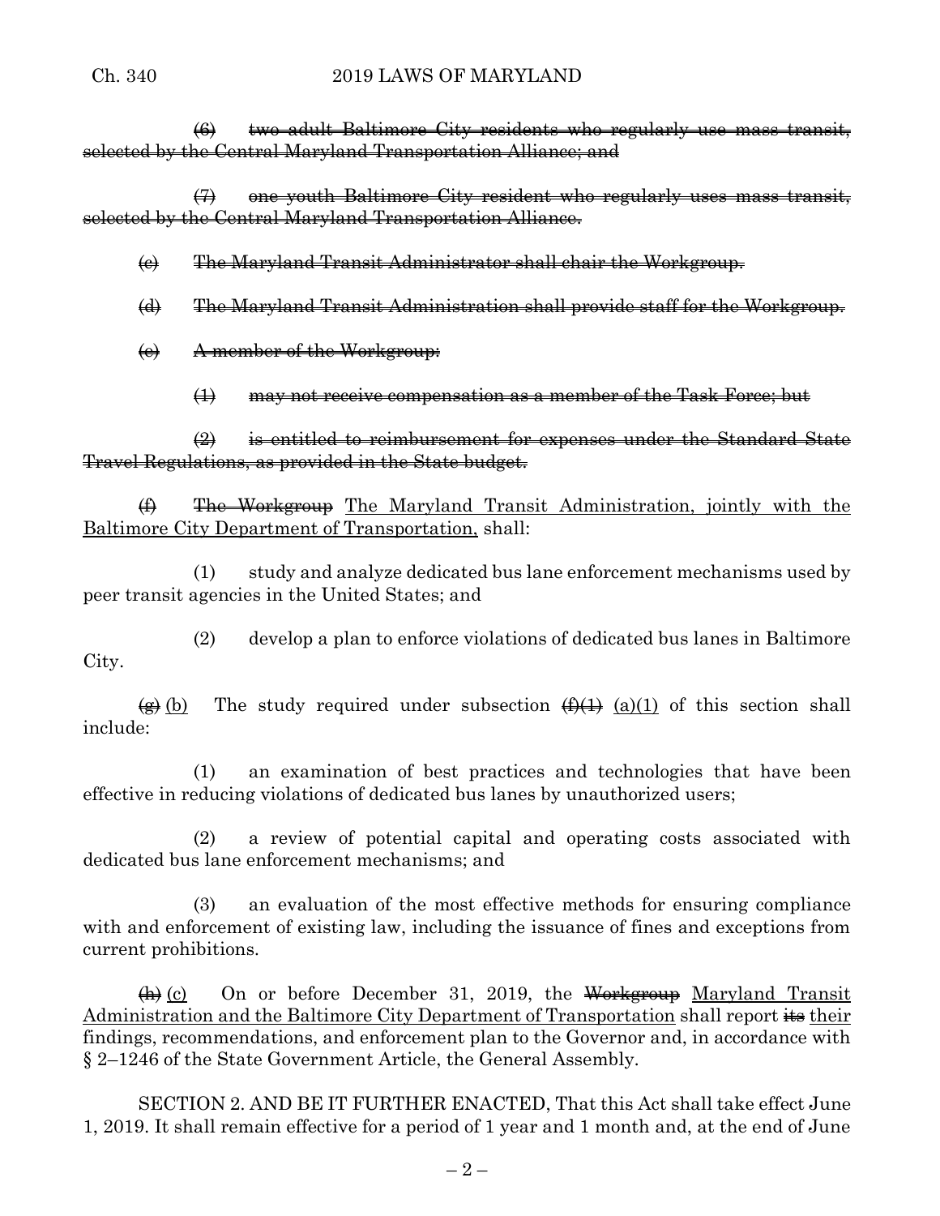~~(6) two adult Baltimore City residents who regularly use mass transit, selected by the Central Maryland Transportation Alliance; and~~

~~(7) one youth Baltimore City resident who regularly uses mass transit, selected by the Central Maryland Transportation Alliance.~~

~~(c) The Maryland Transit Administrator shall chair the Workgroup.~~

~~(d) The Maryland Transit Administration shall provide staff for the Workgroup.~~

~~(e) A member of the Workgroup:~~

~~(1) may not receive compensation as a member of the Task Force; but~~

~~(2) is entitled to reimbursement for expenses under the Standard State Travel Regulations, as provided in the State budget.~~

~~(f)~~ ~~The Workgroup~~ <u>The Maryland Transit Administration, jointly with the Baltimore City Department of Transportation,</u> shall:

(1) study and analyze dedicated bus lane enforcement mechanisms used by peer transit agencies in the United States; and

(2) develop a plan to enforce violations of dedicated bus lanes in Baltimore City.

~~(g)~~ <u>(b)</u> The study required under subsection ~~(f)(1)~~ <u>(a)(1)</u> of this section shall include:

(1) an examination of best practices and technologies that have been effective in reducing violations of dedicated bus lanes by unauthorized users;

(2) a review of potential capital and operating costs associated with dedicated bus lane enforcement mechanisms; and

(3) an evaluation of the most effective methods for ensuring compliance with and enforcement of existing law, including the issuance of fines and exceptions from current prohibitions.

~~(h)~~ <u>(c)</u> On or before December 31, 2019, the ~~Workgroup~~ <u>Maryland Transit Administration and the Baltimore City Department of Transportation</u> shall report ~~its~~ <u>their</u> findings, recommendations, and enforcement plan to the Governor and, in accordance with § 2–1246 of the State Government Article, the General Assembly.

SECTION 2. AND BE IT FURTHER ENACTED, That this Act shall take effect June 1, 2019. It shall remain effective for a period of 1 year and 1 month and, at the end of June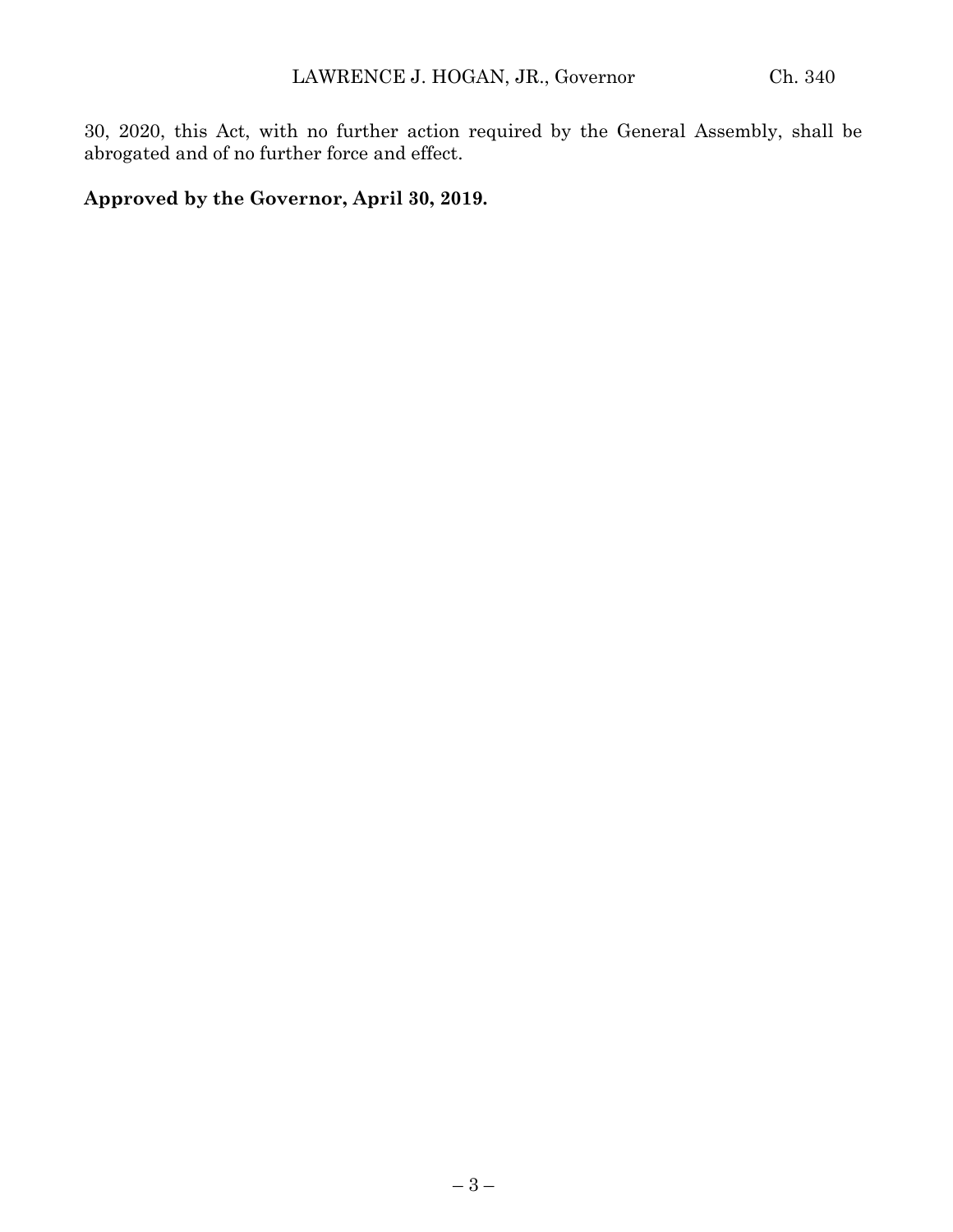30, 2020, this Act, with no further action required by the General Assembly, shall be abrogated and of no further force and effect.

**Approved by the Governor, April 30, 2019.**